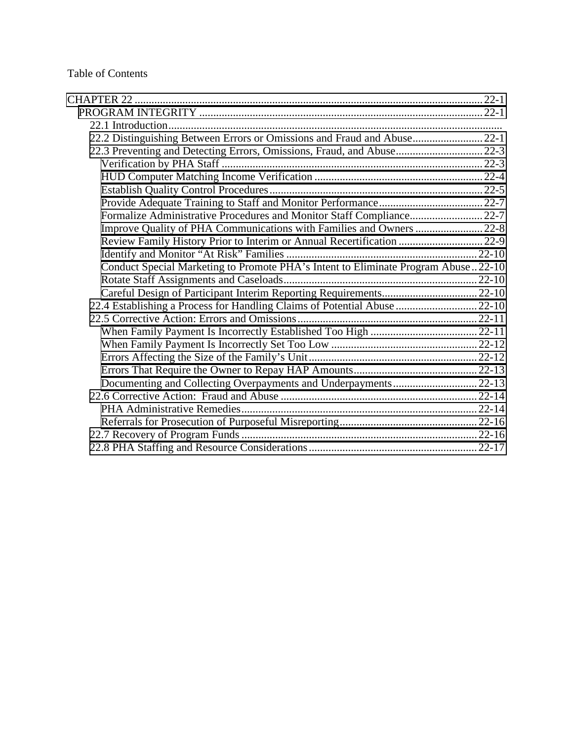Table of Contents

- CHAPTER 22 ........ 22-1
  - PROGRAM INTEGRITY ........ 22-1
    - 22.1 Introduction........
    - 22.2 Distinguishing Between Errors or Omissions and Fraud and Abuse........ 22-1
    - 22.3 Preventing and Detecting Errors, Omissions, Fraud, and Abuse........ 22-3
      - Verification by PHA Staff ........ 22-3
      - HUD Computer Matching Income Verification ........ 22-4
      - Establish Quality Control Procedures........ 22-5
      - Provide Adequate Training to Staff and Monitor Performance........ 22-7
      - Formalize Administrative Procedures and Monitor Staff Compliance........ 22-7
      - Improve Quality of PHA Communications with Families and Owners ........ 22-8
      - Review Family History Prior to Interim or Annual Recertification ........ 22-9
      - Identify and Monitor "At Risk" Families ........ 22-10
      - Conduct Special Marketing to Promote PHA's Intent to Eliminate Program Abuse.. 22-10
      - Rotate Staff Assignments and Caseloads........ 22-10
      - Careful Design of Participant Interim Reporting Requirements........ 22-10
    - 22.4 Establishing a Process for Handling Claims of Potential Abuse ........ 22-10
    - 22.5 Corrective Action: Errors and Omissions........ 22-11
      - When Family Payment Is Incorrectly Established Too High ........ 22-11
      - When Family Payment Is Incorrectly Set Too Low ........ 22-12
      - Errors Affecting the Size of the Family's Unit........ 22-12
      - Errors That Require the Owner to Repay HAP Amounts........ 22-13
      - Documenting and Collecting Overpayments and Underpayments........ 22-13
    - 22.6 Corrective Action: Fraud and Abuse ........ 22-14
      - PHA Administrative Remedies........ 22-14
      - Referrals for Prosecution of Purposeful Misreporting........ 22-16
    - 22.7 Recovery of Program Funds ........ 22-16
    - 22.8 PHA Staffing and Resource Considerations........ 22-17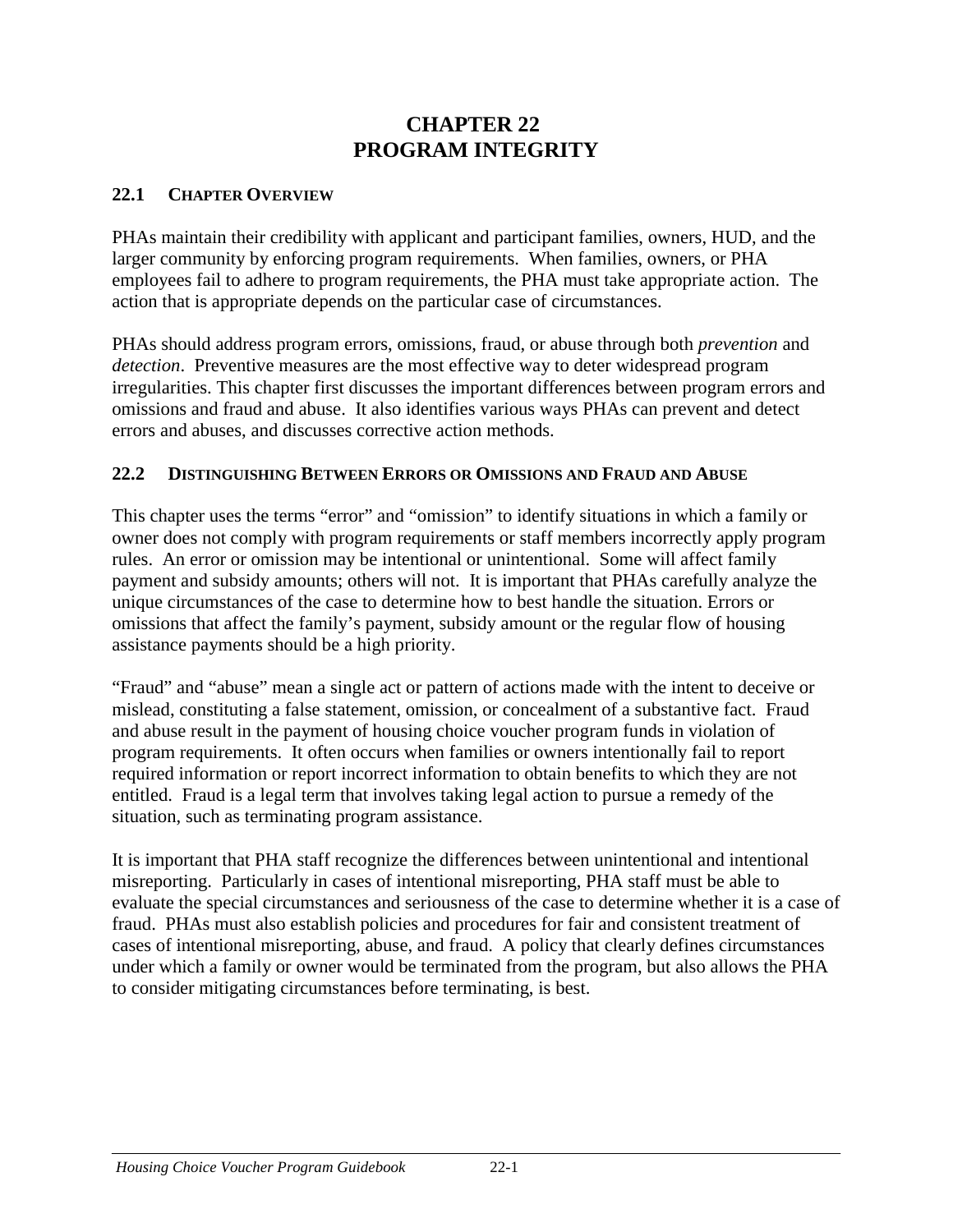# CHAPTER 22
# PROGRAM INTEGRITY

## 22.1 CHAPTER OVERVIEW

PHAs maintain their credibility with applicant and participant families, owners, HUD, and the larger community by enforcing program requirements. When families, owners, or PHA employees fail to adhere to program requirements, the PHA must take appropriate action. The action that is appropriate depends on the particular case of circumstances.

PHAs should address program errors, omissions, fraud, or abuse through both *prevention* and *detection*. Preventive measures are the most effective way to deter widespread program irregularities. This chapter first discusses the important differences between program errors and omissions and fraud and abuse. It also identifies various ways PHAs can prevent and detect errors and abuses, and discusses corrective action methods.

## 22.2 DISTINGUISHING BETWEEN ERRORS OR OMISSIONS AND FRAUD AND ABUSE

This chapter uses the terms "error" and "omission" to identify situations in which a family or owner does not comply with program requirements or staff members incorrectly apply program rules. An error or omission may be intentional or unintentional. Some will affect family payment and subsidy amounts; others will not. It is important that PHAs carefully analyze the unique circumstances of the case to determine how to best handle the situation. Errors or omissions that affect the family's payment, subsidy amount or the regular flow of housing assistance payments should be a high priority.

"Fraud" and "abuse" mean a single act or pattern of actions made with the intent to deceive or mislead, constituting a false statement, omission, or concealment of a substantive fact. Fraud and abuse result in the payment of housing choice voucher program funds in violation of program requirements. It often occurs when families or owners intentionally fail to report required information or report incorrect information to obtain benefits to which they are not entitled. Fraud is a legal term that involves taking legal action to pursue a remedy of the situation, such as terminating program assistance.

It is important that PHA staff recognize the differences between unintentional and intentional misreporting. Particularly in cases of intentional misreporting, PHA staff must be able to evaluate the special circumstances and seriousness of the case to determine whether it is a case of fraud. PHAs must also establish policies and procedures for fair and consistent treatment of cases of intentional misreporting, abuse, and fraud. A policy that clearly defines circumstances under which a family or owner would be terminated from the program, but also allows the PHA to consider mitigating circumstances before terminating, is best.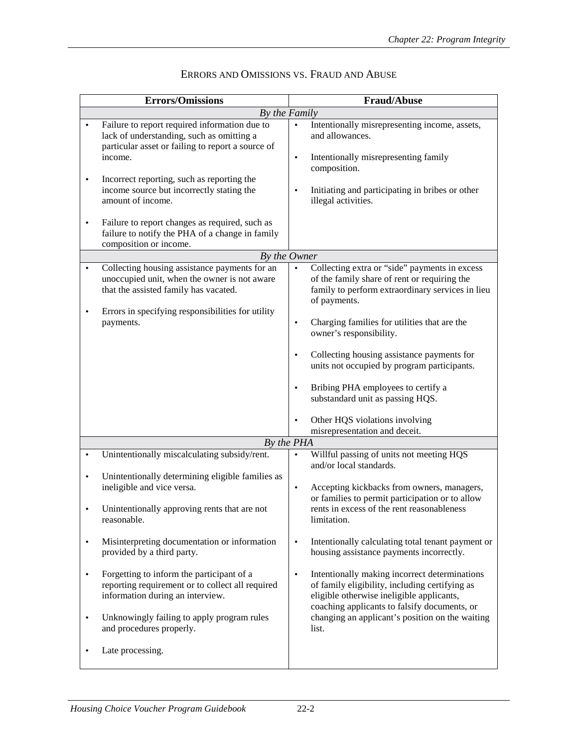## Errors and Omissions vs. Fraud and Abuse

| Errors/Omissions | Fraud/Abuse |
|---|---|
| *By the Family* | |
| • Failure to report required information due to lack of understanding, such as omitting a particular asset or failing to report a source of income.<br><br>• Incorrect reporting, such as reporting the income source but incorrectly stating the amount of income.<br><br>• Failure to report changes as required, such as failure to notify the PHA of a change in family composition or income. | • Intentionally misrepresenting income, assets, and allowances.<br><br>• Intentionally misrepresenting family composition.<br><br>• Initiating and participating in bribes or other illegal activities. |
| *By the Owner* | |
| • Collecting housing assistance payments for an unoccupied unit, when the owner is not aware that the assisted family has vacated.<br><br>• Errors in specifying responsibilities for utility payments. | • Collecting extra or "side" payments in excess of the family share of rent or requiring the family to perform extraordinary services in lieu of payments.<br><br>• Charging families for utilities that are the owner's responsibility.<br><br>• Collecting housing assistance payments for units not occupied by program participants.<br><br>• Bribing PHA employees to certify a substandard unit as passing HQS.<br><br>• Other HQS violations involving misrepresentation and deceit. |
| *By the PHA* | |
| • Unintentionally miscalculating subsidy/rent.<br><br>• Unintentionally determining eligible families as ineligible and vice versa.<br><br>• Unintentionally approving rents that are not reasonable.<br><br>• Misinterpreting documentation or information provided by a third party.<br><br>• Forgetting to inform the participant of a reporting requirement or to collect all required information during an interview.<br><br>• Unknowingly failing to apply program rules and procedures properly.<br><br>• Late processing. | • Willful passing of units not meeting HQS and/or local standards.<br><br>• Accepting kickbacks from owners, managers, or families to permit participation or to allow rents in excess of the rent reasonableness limitation.<br><br>• Intentionally calculating total tenant payment or housing assistance payments incorrectly.<br><br>• Intentionally making incorrect determinations of family eligibility, including certifying as eligible otherwise ineligible applicants, coaching applicants to falsify documents, or changing an applicant's position on the waiting list. |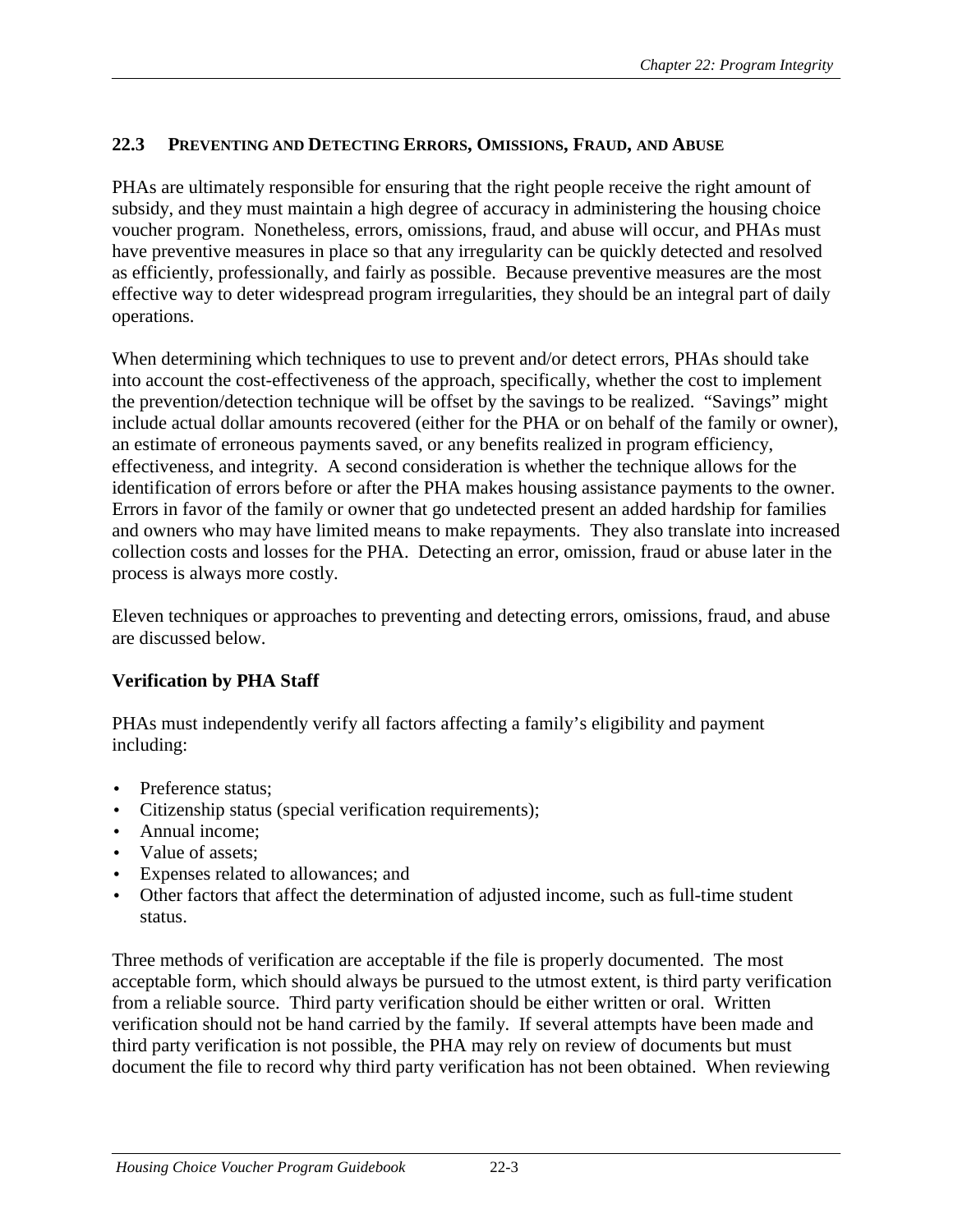## 22.3 Preventing and Detecting Errors, Omissions, Fraud, and Abuse

PHAs are ultimately responsible for ensuring that the right people receive the right amount of subsidy, and they must maintain a high degree of accuracy in administering the housing choice voucher program. Nonetheless, errors, omissions, fraud, and abuse will occur, and PHAs must have preventive measures in place so that any irregularity can be quickly detected and resolved as efficiently, professionally, and fairly as possible. Because preventive measures are the most effective way to deter widespread program irregularities, they should be an integral part of daily operations.

When determining which techniques to use to prevent and/or detect errors, PHAs should take into account the cost-effectiveness of the approach, specifically, whether the cost to implement the prevention/detection technique will be offset by the savings to be realized. "Savings" might include actual dollar amounts recovered (either for the PHA or on behalf of the family or owner), an estimate of erroneous payments saved, or any benefits realized in program efficiency, effectiveness, and integrity. A second consideration is whether the technique allows for the identification of errors before or after the PHA makes housing assistance payments to the owner. Errors in favor of the family or owner that go undetected present an added hardship for families and owners who may have limited means to make repayments. They also translate into increased collection costs and losses for the PHA. Detecting an error, omission, fraud or abuse later in the process is always more costly.

Eleven techniques or approaches to preventing and detecting errors, omissions, fraud, and abuse are discussed below.

### Verification by PHA Staff

PHAs must independently verify all factors affecting a family's eligibility and payment including:

- Preference status;
- Citizenship status (special verification requirements);
- Annual income;
- Value of assets;
- Expenses related to allowances; and
- Other factors that affect the determination of adjusted income, such as full-time student status.

Three methods of verification are acceptable if the file is properly documented. The most acceptable form, which should always be pursued to the utmost extent, is third party verification from a reliable source. Third party verification should be either written or oral. Written verification should not be hand carried by the family. If several attempts have been made and third party verification is not possible, the PHA may rely on review of documents but must document the file to record why third party verification has not been obtained. When reviewing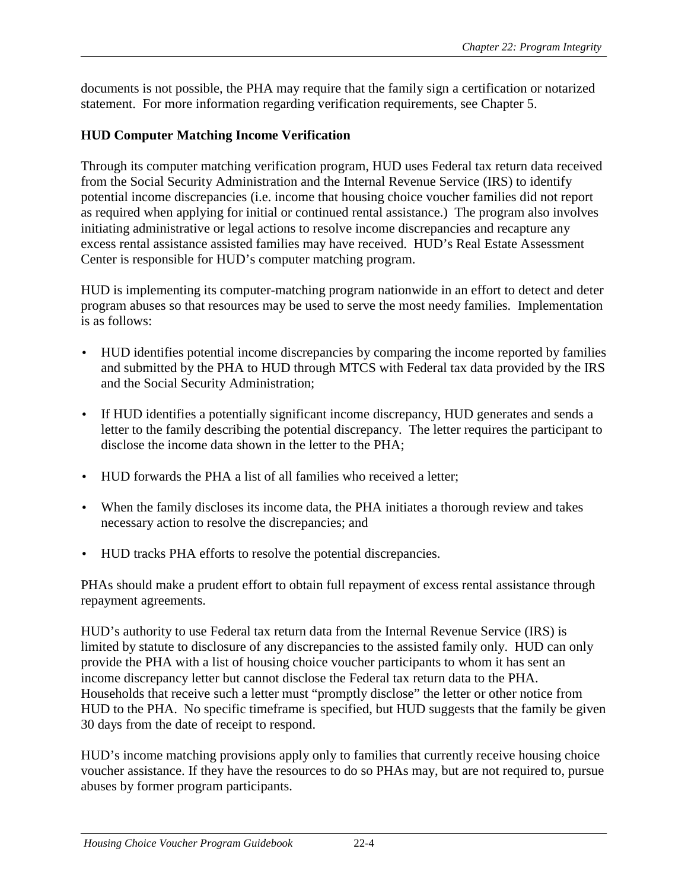documents is not possible, the PHA may require that the family sign a certification or notarized statement. For more information regarding verification requirements, see Chapter 5.

### HUD Computer Matching Income Verification

Through its computer matching verification program, HUD uses Federal tax return data received from the Social Security Administration and the Internal Revenue Service (IRS) to identify potential income discrepancies (i.e. income that housing choice voucher families did not report as required when applying for initial or continued rental assistance.) The program also involves initiating administrative or legal actions to resolve income discrepancies and recapture any excess rental assistance assisted families may have received. HUD's Real Estate Assessment Center is responsible for HUD's computer matching program.

HUD is implementing its computer-matching program nationwide in an effort to detect and deter program abuses so that resources may be used to serve the most needy families. Implementation is as follows:

- HUD identifies potential income discrepancies by comparing the income reported by families and submitted by the PHA to HUD through MTCS with Federal tax data provided by the IRS and the Social Security Administration;
- If HUD identifies a potentially significant income discrepancy, HUD generates and sends a letter to the family describing the potential discrepancy. The letter requires the participant to disclose the income data shown in the letter to the PHA;
- HUD forwards the PHA a list of all families who received a letter;
- When the family discloses its income data, the PHA initiates a thorough review and takes necessary action to resolve the discrepancies; and
- HUD tracks PHA efforts to resolve the potential discrepancies.

PHAs should make a prudent effort to obtain full repayment of excess rental assistance through repayment agreements.

HUD's authority to use Federal tax return data from the Internal Revenue Service (IRS) is limited by statute to disclosure of any discrepancies to the assisted family only. HUD can only provide the PHA with a list of housing choice voucher participants to whom it has sent an income discrepancy letter but cannot disclose the Federal tax return data to the PHA. Households that receive such a letter must "promptly disclose" the letter or other notice from HUD to the PHA. No specific timeframe is specified, but HUD suggests that the family be given 30 days from the date of receipt to respond.

HUD's income matching provisions apply only to families that currently receive housing choice voucher assistance. If they have the resources to do so PHAs may, but are not required to, pursue abuses by former program participants.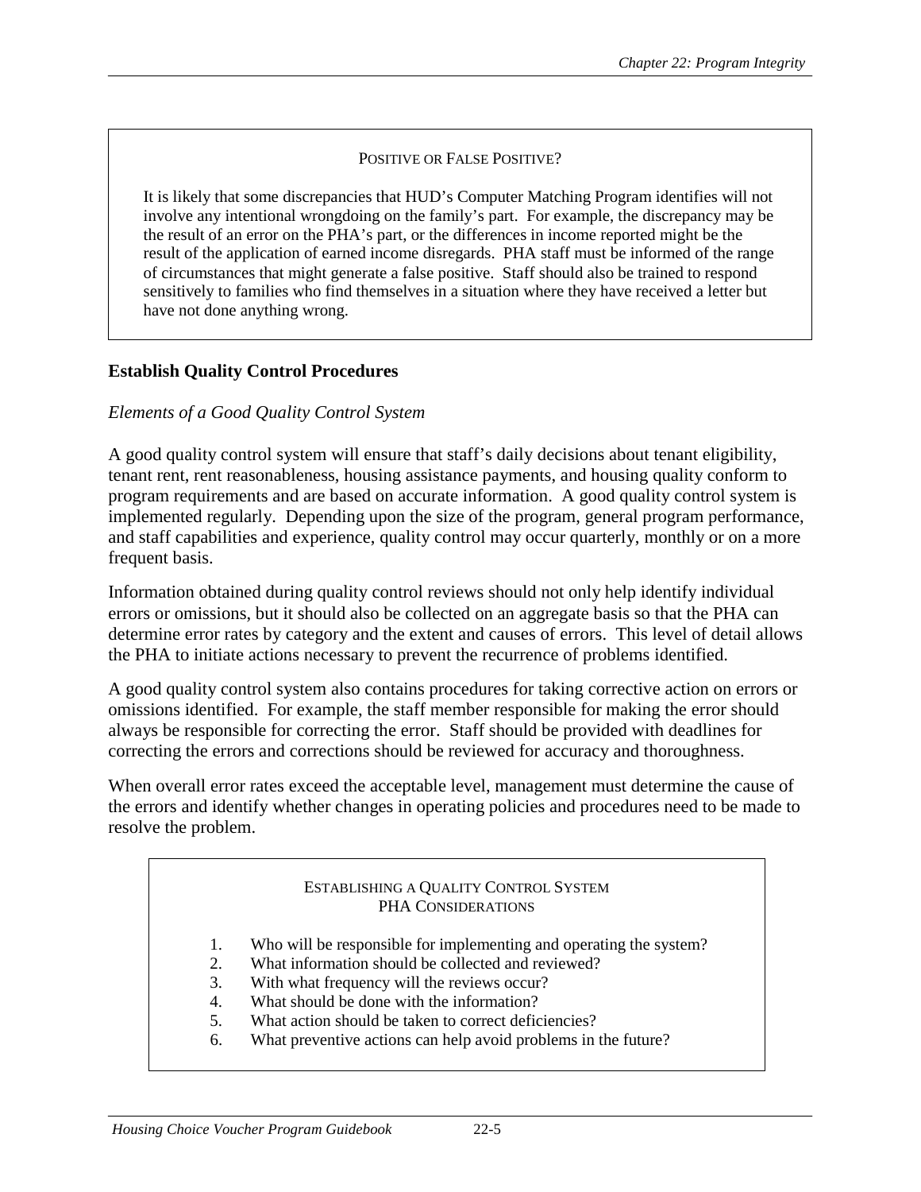**POSITIVE OR FALSE POSITIVE?**

It is likely that some discrepancies that HUD's Computer Matching Program identifies will not involve any intentional wrongdoing on the family's part. For example, the discrepancy may be the result of an error on the PHA's part, or the differences in income reported might be the result of the application of earned income disregards. PHA staff must be informed of the range of circumstances that might generate a false positive. Staff should also be trained to respond sensitively to families who find themselves in a situation where they have received a letter but have not done anything wrong.

### Establish Quality Control Procedures

*Elements of a Good Quality Control System*

A good quality control system will ensure that staff's daily decisions about tenant eligibility, tenant rent, rent reasonableness, housing assistance payments, and housing quality conform to program requirements and are based on accurate information. A good quality control system is implemented regularly. Depending upon the size of the program, general program performance, and staff capabilities and experience, quality control may occur quarterly, monthly or on a more frequent basis.

Information obtained during quality control reviews should not only help identify individual errors or omissions, but it should also be collected on an aggregate basis so that the PHA can determine error rates by category and the extent and causes of errors. This level of detail allows the PHA to initiate actions necessary to prevent the recurrence of problems identified.

A good quality control system also contains procedures for taking corrective action on errors or omissions identified. For example, the staff member responsible for making the error should always be responsible for correcting the error. Staff should be provided with deadlines for correcting the errors and corrections should be reviewed for accuracy and thoroughness.

When overall error rates exceed the acceptable level, management must determine the cause of the errors and identify whether changes in operating policies and procedures need to be made to resolve the problem.

**ESTABLISHING A QUALITY CONTROL SYSTEM**
**PHA CONSIDERATIONS**

1. Who will be responsible for implementing and operating the system?
2. What information should be collected and reviewed?
3. With what frequency will the reviews occur?
4. What should be done with the information?
5. What action should be taken to correct deficiencies?
6. What preventive actions can help avoid problems in the future?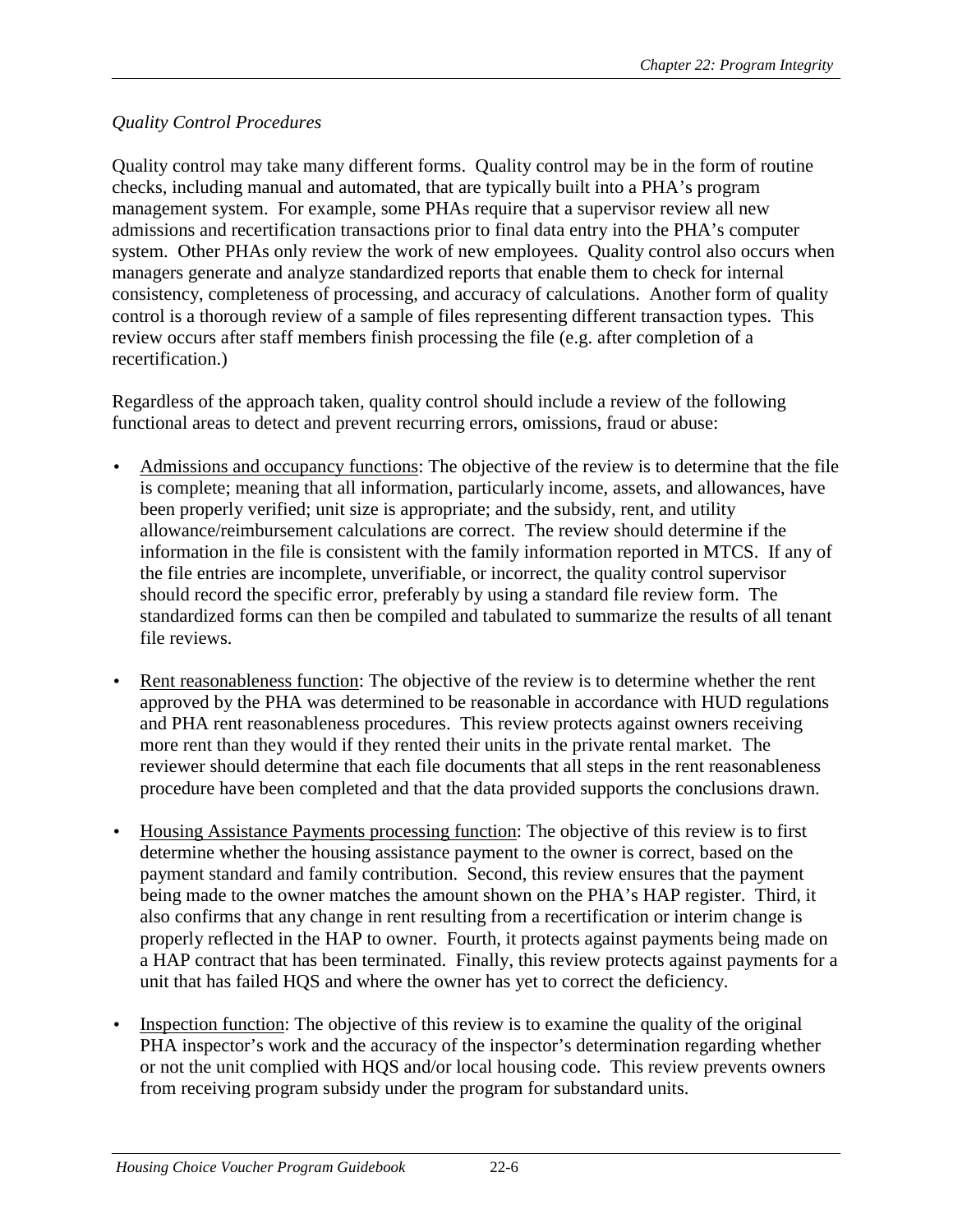*Quality Control Procedures*

Quality control may take many different forms. Quality control may be in the form of routine checks, including manual and automated, that are typically built into a PHA's program management system. For example, some PHAs require that a supervisor review all new admissions and recertification transactions prior to final data entry into the PHA's computer system. Other PHAs only review the work of new employees. Quality control also occurs when managers generate and analyze standardized reports that enable them to check for internal consistency, completeness of processing, and accuracy of calculations. Another form of quality control is a thorough review of a sample of files representing different transaction types. This review occurs after staff members finish processing the file (e.g. after completion of a recertification.)

Regardless of the approach taken, quality control should include a review of the following functional areas to detect and prevent recurring errors, omissions, fraud or abuse:

- Admissions and occupancy functions: The objective of the review is to determine that the file is complete; meaning that all information, particularly income, assets, and allowances, have been properly verified; unit size is appropriate; and the subsidy, rent, and utility allowance/reimbursement calculations are correct. The review should determine if the information in the file is consistent with the family information reported in MTCS. If any of the file entries are incomplete, unverifiable, or incorrect, the quality control supervisor should record the specific error, preferably by using a standard file review form. The standardized forms can then be compiled and tabulated to summarize the results of all tenant file reviews.

- Rent reasonableness function: The objective of the review is to determine whether the rent approved by the PHA was determined to be reasonable in accordance with HUD regulations and PHA rent reasonableness procedures. This review protects against owners receiving more rent than they would if they rented their units in the private rental market. The reviewer should determine that each file documents that all steps in the rent reasonableness procedure have been completed and that the data provided supports the conclusions drawn.

- Housing Assistance Payments processing function: The objective of this review is to first determine whether the housing assistance payment to the owner is correct, based on the payment standard and family contribution. Second, this review ensures that the payment being made to the owner matches the amount shown on the PHA's HAP register. Third, it also confirms that any change in rent resulting from a recertification or interim change is properly reflected in the HAP to owner. Fourth, it protects against payments being made on a HAP contract that has been terminated. Finally, this review protects against payments for a unit that has failed HQS and where the owner has yet to correct the deficiency.

- Inspection function: The objective of this review is to examine the quality of the original PHA inspector's work and the accuracy of the inspector's determination regarding whether or not the unit complied with HQS and/or local housing code. This review prevents owners from receiving program subsidy under the program for substandard units.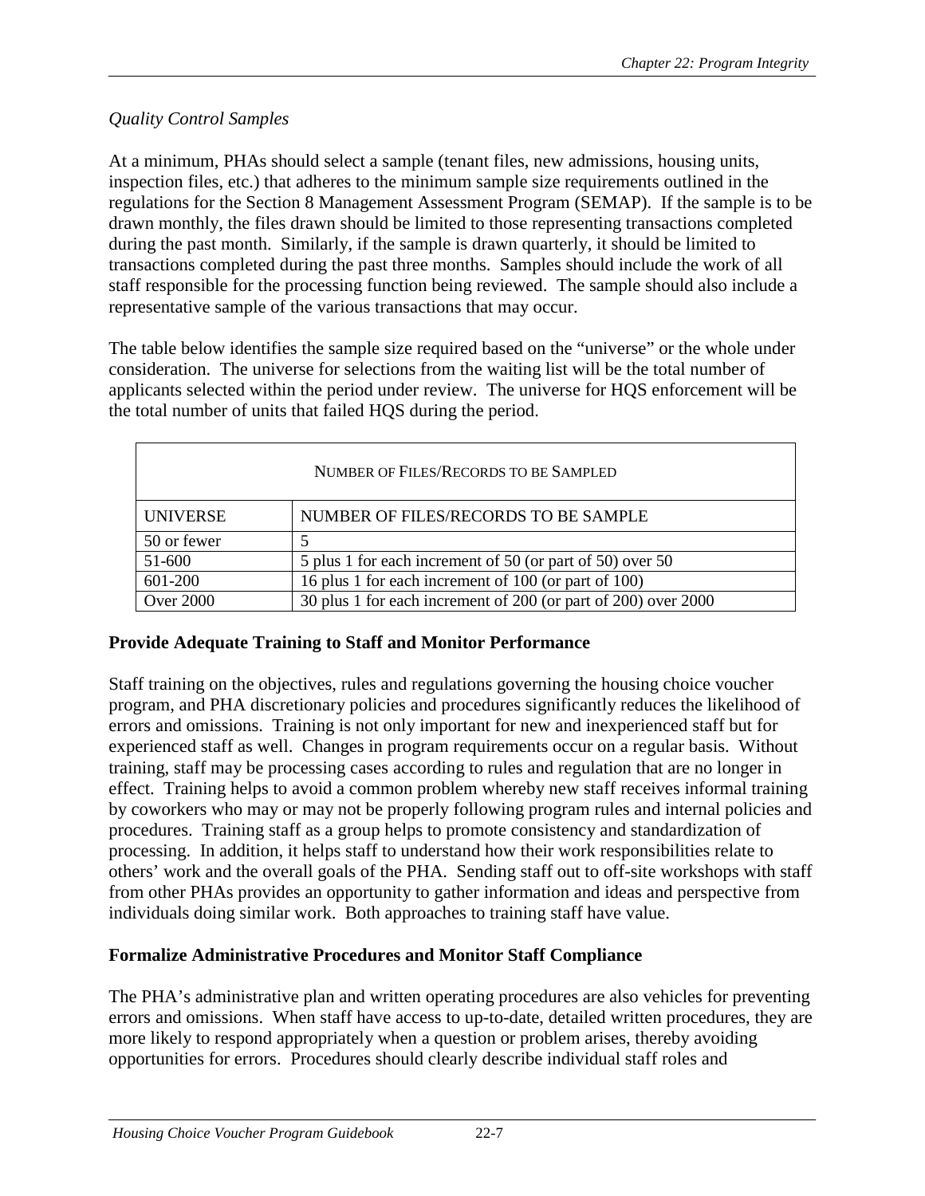*Quality Control Samples*

At a minimum, PHAs should select a sample (tenant files, new admissions, housing units, inspection files, etc.) that adheres to the minimum sample size requirements outlined in the regulations for the Section 8 Management Assessment Program (SEMAP). If the sample is to be drawn monthly, the files drawn should be limited to those representing transactions completed during the past month. Similarly, if the sample is drawn quarterly, it should be limited to transactions completed during the past three months. Samples should include the work of all staff responsible for the processing function being reviewed. The sample should also include a representative sample of the various transactions that may occur.

The table below identifies the sample size required based on the "universe" or the whole under consideration. The universe for selections from the waiting list will be the total number of applicants selected within the period under review. The universe for HQS enforcement will be the total number of units that failed HQS during the period.

| NUMBER OF FILES/RECORDS TO BE SAMPLED | |
|---|---|
| UNIVERSE | NUMBER OF FILES/RECORDS TO BE SAMPLE |
| 50 or fewer | 5 |
| 51-600 | 5 plus 1 for each increment of 50 (or part of 50) over 50 |
| 601-200 | 16 plus 1 for each increment of 100 (or part of 100) |
| Over 2000 | 30 plus 1 for each increment of 200 (or part of 200) over 2000 |

**Provide Adequate Training to Staff and Monitor Performance**

Staff training on the objectives, rules and regulations governing the housing choice voucher program, and PHA discretionary policies and procedures significantly reduces the likelihood of errors and omissions. Training is not only important for new and inexperienced staff but for experienced staff as well. Changes in program requirements occur on a regular basis. Without training, staff may be processing cases according to rules and regulation that are no longer in effect. Training helps to avoid a common problem whereby new staff receives informal training by coworkers who may or may not be properly following program rules and internal policies and procedures. Training staff as a group helps to promote consistency and standardization of processing. In addition, it helps staff to understand how their work responsibilities relate to others' work and the overall goals of the PHA. Sending staff out to off-site workshops with staff from other PHAs provides an opportunity to gather information and ideas and perspective from individuals doing similar work. Both approaches to training staff have value.

**Formalize Administrative Procedures and Monitor Staff Compliance**

The PHA's administrative plan and written operating procedures are also vehicles for preventing errors and omissions. When staff have access to up-to-date, detailed written procedures, they are more likely to respond appropriately when a question or problem arises, thereby avoiding opportunities for errors. Procedures should clearly describe individual staff roles and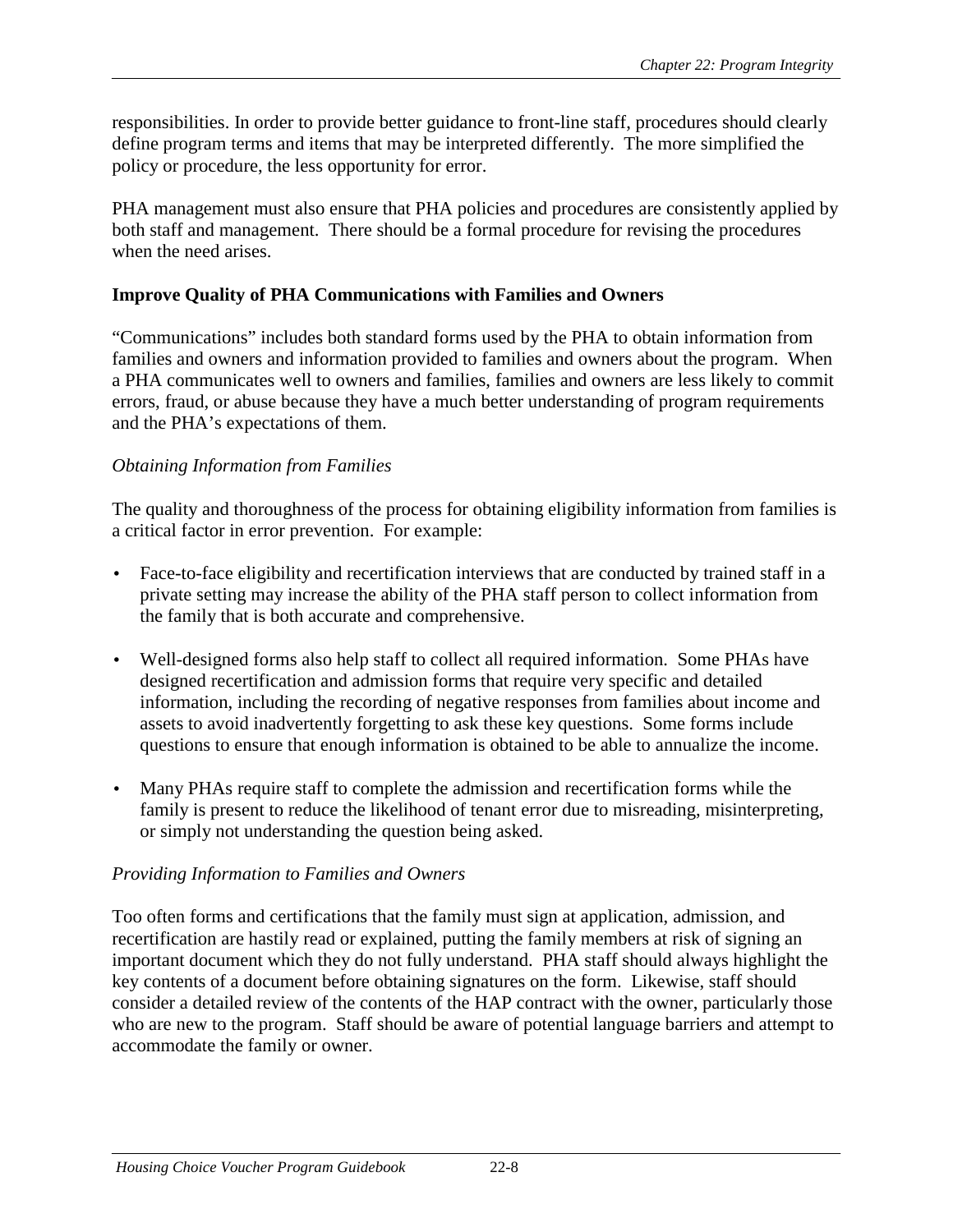responsibilities. In order to provide better guidance to front-line staff, procedures should clearly define program terms and items that may be interpreted differently. The more simplified the policy or procedure, the less opportunity for error.

PHA management must also ensure that PHA policies and procedures are consistently applied by both staff and management. There should be a formal procedure for revising the procedures when the need arises.

### Improve Quality of PHA Communications with Families and Owners

"Communications" includes both standard forms used by the PHA to obtain information from families and owners and information provided to families and owners about the program. When a PHA communicates well to owners and families, families and owners are less likely to commit errors, fraud, or abuse because they have a much better understanding of program requirements and the PHA's expectations of them.

*Obtaining Information from Families*

The quality and thoroughness of the process for obtaining eligibility information from families is a critical factor in error prevention. For example:

- Face-to-face eligibility and recertification interviews that are conducted by trained staff in a private setting may increase the ability of the PHA staff person to collect information from the family that is both accurate and comprehensive.
- Well-designed forms also help staff to collect all required information. Some PHAs have designed recertification and admission forms that require very specific and detailed information, including the recording of negative responses from families about income and assets to avoid inadvertently forgetting to ask these key questions. Some forms include questions to ensure that enough information is obtained to be able to annualize the income.
- Many PHAs require staff to complete the admission and recertification forms while the family is present to reduce the likelihood of tenant error due to misreading, misinterpreting, or simply not understanding the question being asked.

*Providing Information to Families and Owners*

Too often forms and certifications that the family must sign at application, admission, and recertification are hastily read or explained, putting the family members at risk of signing an important document which they do not fully understand. PHA staff should always highlight the key contents of a document before obtaining signatures on the form. Likewise, staff should consider a detailed review of the contents of the HAP contract with the owner, particularly those who are new to the program. Staff should be aware of potential language barriers and attempt to accommodate the family or owner.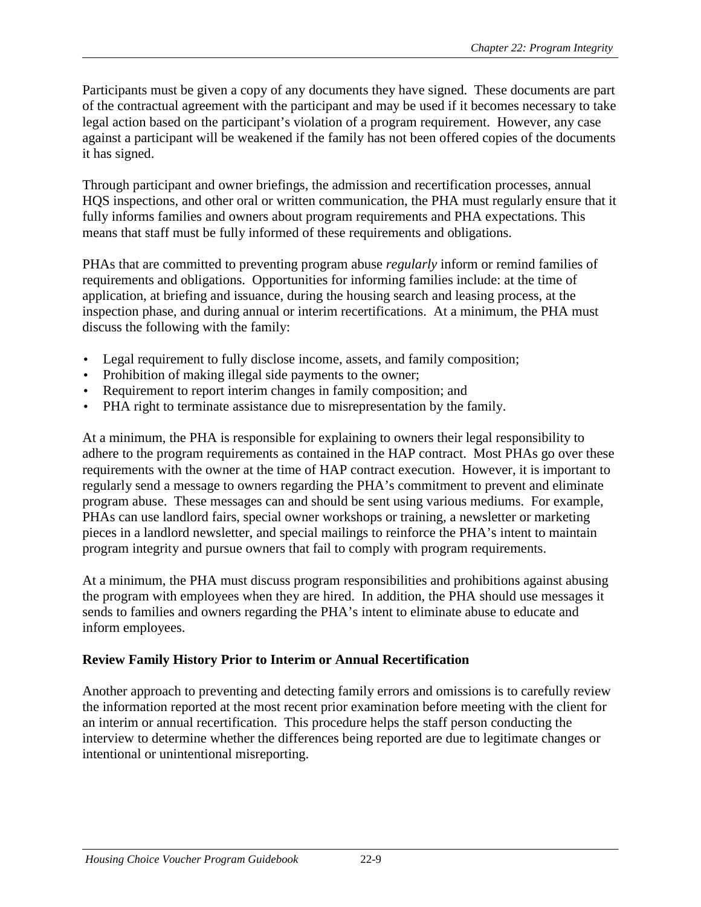Participants must be given a copy of any documents they have signed. These documents are part of the contractual agreement with the participant and may be used if it becomes necessary to take legal action based on the participant's violation of a program requirement. However, any case against a participant will be weakened if the family has not been offered copies of the documents it has signed.

Through participant and owner briefings, the admission and recertification processes, annual HQS inspections, and other oral or written communication, the PHA must regularly ensure that it fully informs families and owners about program requirements and PHA expectations. This means that staff must be fully informed of these requirements and obligations.

PHAs that are committed to preventing program abuse *regularly* inform or remind families of requirements and obligations. Opportunities for informing families include: at the time of application, at briefing and issuance, during the housing search and leasing process, at the inspection phase, and during annual or interim recertifications. At a minimum, the PHA must discuss the following with the family:

- Legal requirement to fully disclose income, assets, and family composition;
- Prohibition of making illegal side payments to the owner;
- Requirement to report interim changes in family composition; and
- PHA right to terminate assistance due to misrepresentation by the family.

At a minimum, the PHA is responsible for explaining to owners their legal responsibility to adhere to the program requirements as contained in the HAP contract. Most PHAs go over these requirements with the owner at the time of HAP contract execution. However, it is important to regularly send a message to owners regarding the PHA's commitment to prevent and eliminate program abuse. These messages can and should be sent using various mediums. For example, PHAs can use landlord fairs, special owner workshops or training, a newsletter or marketing pieces in a landlord newsletter, and special mailings to reinforce the PHA's intent to maintain program integrity and pursue owners that fail to comply with program requirements.

At a minimum, the PHA must discuss program responsibilities and prohibitions against abusing the program with employees when they are hired. In addition, the PHA should use messages it sends to families and owners regarding the PHA's intent to eliminate abuse to educate and inform employees.

**Review Family History Prior to Interim or Annual Recertification**

Another approach to preventing and detecting family errors and omissions is to carefully review the information reported at the most recent prior examination before meeting with the client for an interim or annual recertification. This procedure helps the staff person conducting the interview to determine whether the differences being reported are due to legitimate changes or intentional or unintentional misreporting.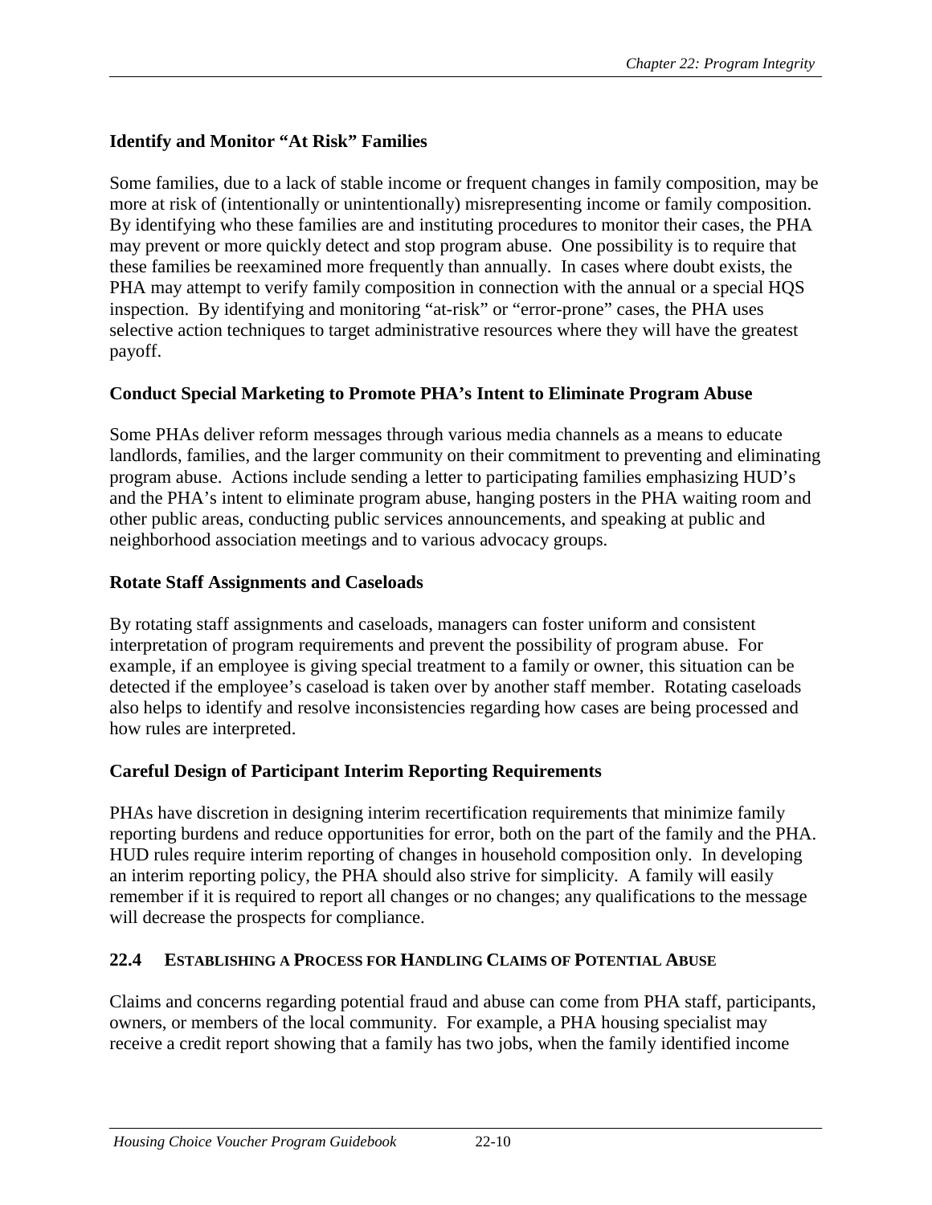### Identify and Monitor "At Risk" Families

Some families, due to a lack of stable income or frequent changes in family composition, may be more at risk of (intentionally or unintentionally) misrepresenting income or family composition. By identifying who these families are and instituting procedures to monitor their cases, the PHA may prevent or more quickly detect and stop program abuse. One possibility is to require that these families be reexamined more frequently than annually. In cases where doubt exists, the PHA may attempt to verify family composition in connection with the annual or a special HQS inspection. By identifying and monitoring "at-risk" or "error-prone" cases, the PHA uses selective action techniques to target administrative resources where they will have the greatest payoff.

### Conduct Special Marketing to Promote PHA's Intent to Eliminate Program Abuse

Some PHAs deliver reform messages through various media channels as a means to educate landlords, families, and the larger community on their commitment to preventing and eliminating program abuse. Actions include sending a letter to participating families emphasizing HUD's and the PHA's intent to eliminate program abuse, hanging posters in the PHA waiting room and other public areas, conducting public services announcements, and speaking at public and neighborhood association meetings and to various advocacy groups.

### Rotate Staff Assignments and Caseloads

By rotating staff assignments and caseloads, managers can foster uniform and consistent interpretation of program requirements and prevent the possibility of program abuse. For example, if an employee is giving special treatment to a family or owner, this situation can be detected if the employee's caseload is taken over by another staff member. Rotating caseloads also helps to identify and resolve inconsistencies regarding how cases are being processed and how rules are interpreted.

### Careful Design of Participant Interim Reporting Requirements

PHAs have discretion in designing interim recertification requirements that minimize family reporting burdens and reduce opportunities for error, both on the part of the family and the PHA. HUD rules require interim reporting of changes in household composition only. In developing an interim reporting policy, the PHA should also strive for simplicity. A family will easily remember if it is required to report all changes or no changes; any qualifications to the message will decrease the prospects for compliance.

## 22.4 Establishing a Process for Handling Claims of Potential Abuse

Claims and concerns regarding potential fraud and abuse can come from PHA staff, participants, owners, or members of the local community. For example, a PHA housing specialist may receive a credit report showing that a family has two jobs, when the family identified income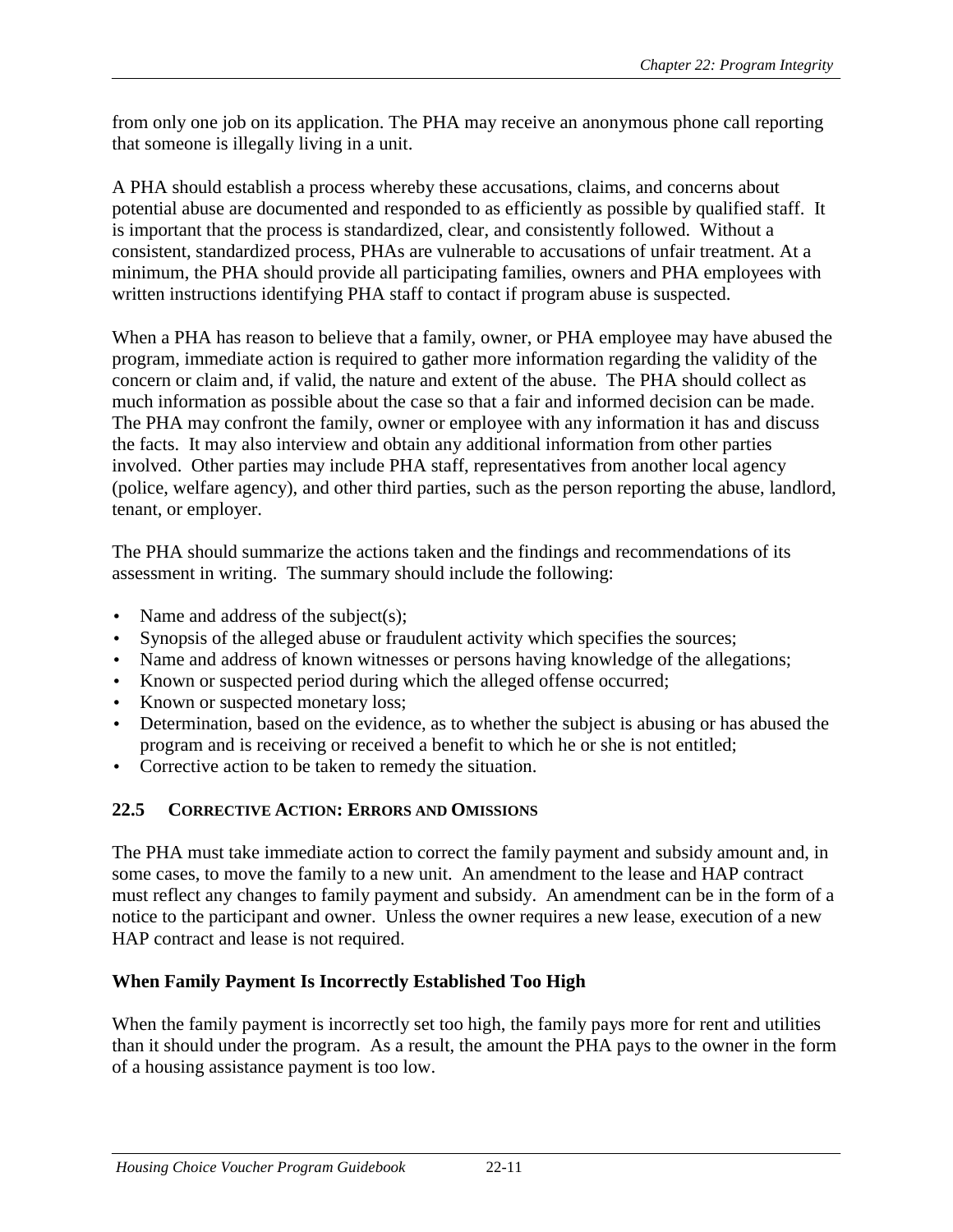from only one job on its application. The PHA may receive an anonymous phone call reporting that someone is illegally living in a unit.

A PHA should establish a process whereby these accusations, claims, and concerns about potential abuse are documented and responded to as efficiently as possible by qualified staff. It is important that the process is standardized, clear, and consistently followed. Without a consistent, standardized process, PHAs are vulnerable to accusations of unfair treatment. At a minimum, the PHA should provide all participating families, owners and PHA employees with written instructions identifying PHA staff to contact if program abuse is suspected.

When a PHA has reason to believe that a family, owner, or PHA employee may have abused the program, immediate action is required to gather more information regarding the validity of the concern or claim and, if valid, the nature and extent of the abuse. The PHA should collect as much information as possible about the case so that a fair and informed decision can be made. The PHA may confront the family, owner or employee with any information it has and discuss the facts. It may also interview and obtain any additional information from other parties involved. Other parties may include PHA staff, representatives from another local agency (police, welfare agency), and other third parties, such as the person reporting the abuse, landlord, tenant, or employer.

The PHA should summarize the actions taken and the findings and recommendations of its assessment in writing. The summary should include the following:

- Name and address of the subject(s);
- Synopsis of the alleged abuse or fraudulent activity which specifies the sources;
- Name and address of known witnesses or persons having knowledge of the allegations;
- Known or suspected period during which the alleged offense occurred;
- Known or suspected monetary loss;
- Determination, based on the evidence, as to whether the subject is abusing or has abused the program and is receiving or received a benefit to which he or she is not entitled;
- Corrective action to be taken to remedy the situation.

## 22.5 CORRECTIVE ACTION: ERRORS AND OMISSIONS

The PHA must take immediate action to correct the family payment and subsidy amount and, in some cases, to move the family to a new unit. An amendment to the lease and HAP contract must reflect any changes to family payment and subsidy. An amendment can be in the form of a notice to the participant and owner. Unless the owner requires a new lease, execution of a new HAP contract and lease is not required.

### When Family Payment Is Incorrectly Established Too High

When the family payment is incorrectly set too high, the family pays more for rent and utilities than it should under the program. As a result, the amount the PHA pays to the owner in the form of a housing assistance payment is too low.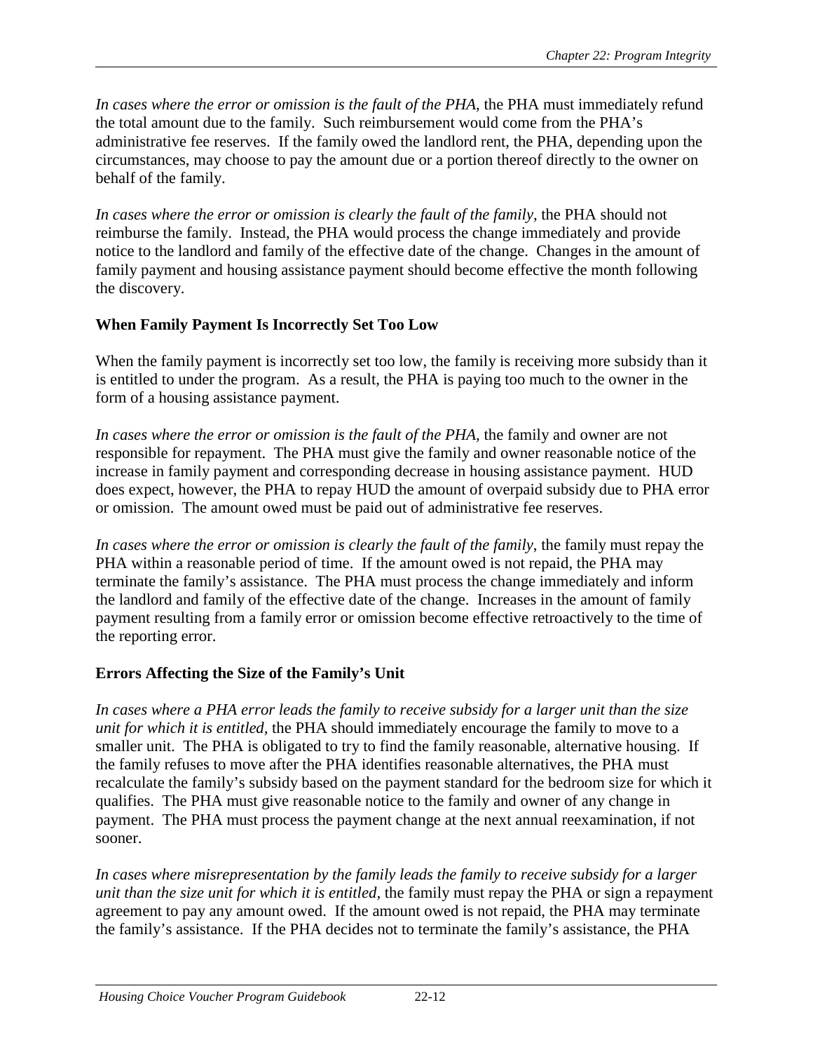*In cases where the error or omission is the fault of the PHA,* the PHA must immediately refund the total amount due to the family. Such reimbursement would come from the PHA's administrative fee reserves. If the family owed the landlord rent, the PHA, depending upon the circumstances, may choose to pay the amount due or a portion thereof directly to the owner on behalf of the family.

*In cases where the error or omission is clearly the fault of the family,* the PHA should not reimburse the family. Instead, the PHA would process the change immediately and provide notice to the landlord and family of the effective date of the change. Changes in the amount of family payment and housing assistance payment should become effective the month following the discovery.

### When Family Payment Is Incorrectly Set Too Low

When the family payment is incorrectly set too low, the family is receiving more subsidy than it is entitled to under the program. As a result, the PHA is paying too much to the owner in the form of a housing assistance payment.

*In cases where the error or omission is the fault of the PHA,* the family and owner are not responsible for repayment. The PHA must give the family and owner reasonable notice of the increase in family payment and corresponding decrease in housing assistance payment. HUD does expect, however, the PHA to repay HUD the amount of overpaid subsidy due to PHA error or omission. The amount owed must be paid out of administrative fee reserves.

*In cases where the error or omission is clearly the fault of the family,* the family must repay the PHA within a reasonable period of time. If the amount owed is not repaid, the PHA may terminate the family's assistance. The PHA must process the change immediately and inform the landlord and family of the effective date of the change. Increases in the amount of family payment resulting from a family error or omission become effective retroactively to the time of the reporting error.

### Errors Affecting the Size of the Family's Unit

*In cases where a PHA error leads the family to receive subsidy for a larger unit than the size unit for which it is entitled,* the PHA should immediately encourage the family to move to a smaller unit. The PHA is obligated to try to find the family reasonable, alternative housing. If the family refuses to move after the PHA identifies reasonable alternatives, the PHA must recalculate the family's subsidy based on the payment standard for the bedroom size for which it qualifies. The PHA must give reasonable notice to the family and owner of any change in payment. The PHA must process the payment change at the next annual reexamination, if not sooner.

*In cases where misrepresentation by the family leads the family to receive subsidy for a larger unit than the size unit for which it is entitled,* the family must repay the PHA or sign a repayment agreement to pay any amount owed. If the amount owed is not repaid, the PHA may terminate the family's assistance. If the PHA decides not to terminate the family's assistance, the PHA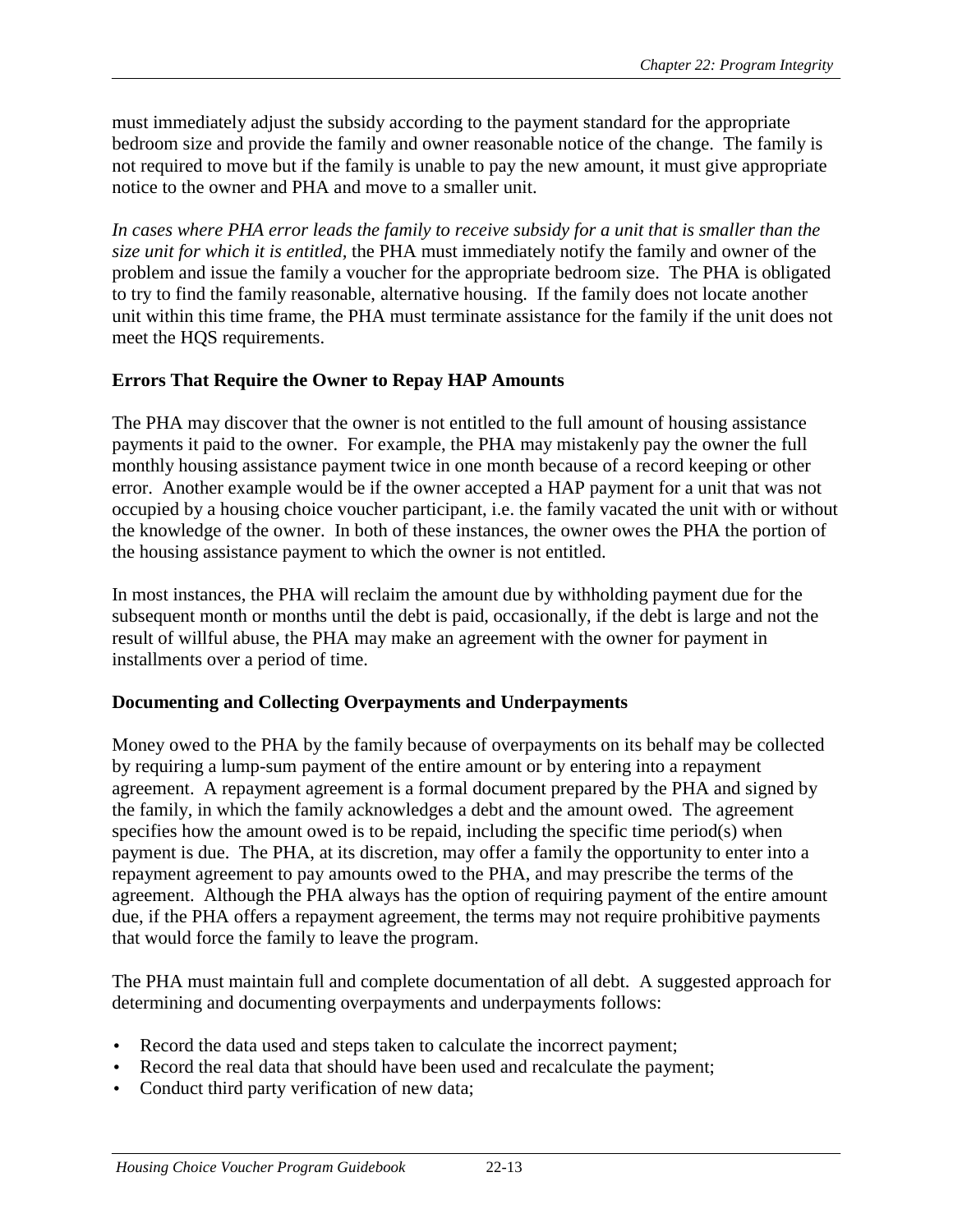must immediately adjust the subsidy according to the payment standard for the appropriate bedroom size and provide the family and owner reasonable notice of the change. The family is not required to move but if the family is unable to pay the new amount, it must give appropriate notice to the owner and PHA and move to a smaller unit.

*In cases where PHA error leads the family to receive subsidy for a unit that is smaller than the size unit for which it is entitled,* the PHA must immediately notify the family and owner of the problem and issue the family a voucher for the appropriate bedroom size. The PHA is obligated to try to find the family reasonable, alternative housing. If the family does not locate another unit within this time frame, the PHA must terminate assistance for the family if the unit does not meet the HQS requirements.

### Errors That Require the Owner to Repay HAP Amounts

The PHA may discover that the owner is not entitled to the full amount of housing assistance payments it paid to the owner. For example, the PHA may mistakenly pay the owner the full monthly housing assistance payment twice in one month because of a record keeping or other error. Another example would be if the owner accepted a HAP payment for a unit that was not occupied by a housing choice voucher participant, i.e. the family vacated the unit with or without the knowledge of the owner. In both of these instances, the owner owes the PHA the portion of the housing assistance payment to which the owner is not entitled.

In most instances, the PHA will reclaim the amount due by withholding payment due for the subsequent month or months until the debt is paid, occasionally, if the debt is large and not the result of willful abuse, the PHA may make an agreement with the owner for payment in installments over a period of time.

### Documenting and Collecting Overpayments and Underpayments

Money owed to the PHA by the family because of overpayments on its behalf may be collected by requiring a lump-sum payment of the entire amount or by entering into a repayment agreement. A repayment agreement is a formal document prepared by the PHA and signed by the family, in which the family acknowledges a debt and the amount owed. The agreement specifies how the amount owed is to be repaid, including the specific time period(s) when payment is due. The PHA, at its discretion, may offer a family the opportunity to enter into a repayment agreement to pay amounts owed to the PHA, and may prescribe the terms of the agreement. Although the PHA always has the option of requiring payment of the entire amount due, if the PHA offers a repayment agreement, the terms may not require prohibitive payments that would force the family to leave the program.

The PHA must maintain full and complete documentation of all debt. A suggested approach for determining and documenting overpayments and underpayments follows:

- Record the data used and steps taken to calculate the incorrect payment;
- Record the real data that should have been used and recalculate the payment;
- Conduct third party verification of new data;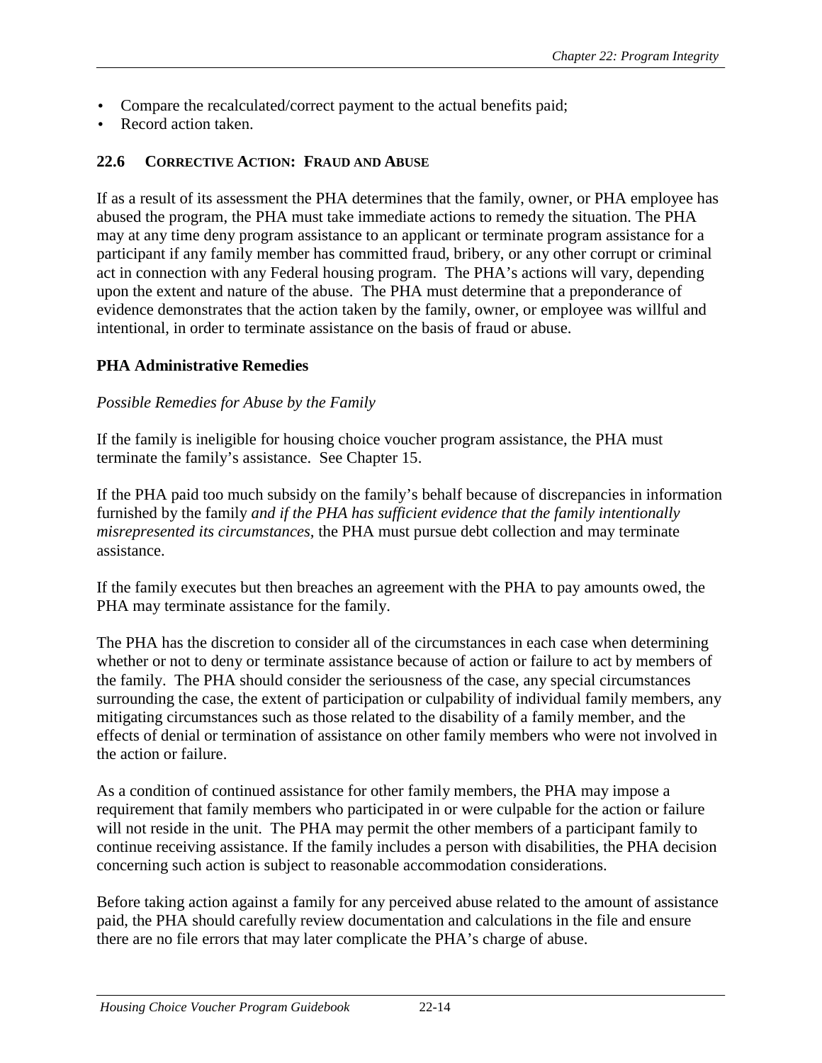- Compare the recalculated/correct payment to the actual benefits paid;
- Record action taken.

## 22.6 Corrective Action: Fraud and Abuse

If as a result of its assessment the PHA determines that the family, owner, or PHA employee has abused the program, the PHA must take immediate actions to remedy the situation. The PHA may at any time deny program assistance to an applicant or terminate program assistance for a participant if any family member has committed fraud, bribery, or any other corrupt or criminal act in connection with any Federal housing program. The PHA's actions will vary, depending upon the extent and nature of the abuse. The PHA must determine that a preponderance of evidence demonstrates that the action taken by the family, owner, or employee was willful and intentional, in order to terminate assistance on the basis of fraud or abuse.

### PHA Administrative Remedies

*Possible Remedies for Abuse by the Family*

If the family is ineligible for housing choice voucher program assistance, the PHA must terminate the family's assistance. See Chapter 15.

If the PHA paid too much subsidy on the family's behalf because of discrepancies in information furnished by the family *and if the PHA has sufficient evidence that the family intentionally misrepresented its circumstances,* the PHA must pursue debt collection and may terminate assistance.

If the family executes but then breaches an agreement with the PHA to pay amounts owed, the PHA may terminate assistance for the family.

The PHA has the discretion to consider all of the circumstances in each case when determining whether or not to deny or terminate assistance because of action or failure to act by members of the family. The PHA should consider the seriousness of the case, any special circumstances surrounding the case, the extent of participation or culpability of individual family members, any mitigating circumstances such as those related to the disability of a family member, and the effects of denial or termination of assistance on other family members who were not involved in the action or failure.

As a condition of continued assistance for other family members, the PHA may impose a requirement that family members who participated in or were culpable for the action or failure will not reside in the unit. The PHA may permit the other members of a participant family to continue receiving assistance. If the family includes a person with disabilities, the PHA decision concerning such action is subject to reasonable accommodation considerations.

Before taking action against a family for any perceived abuse related to the amount of assistance paid, the PHA should carefully review documentation and calculations in the file and ensure there are no file errors that may later complicate the PHA's charge of abuse.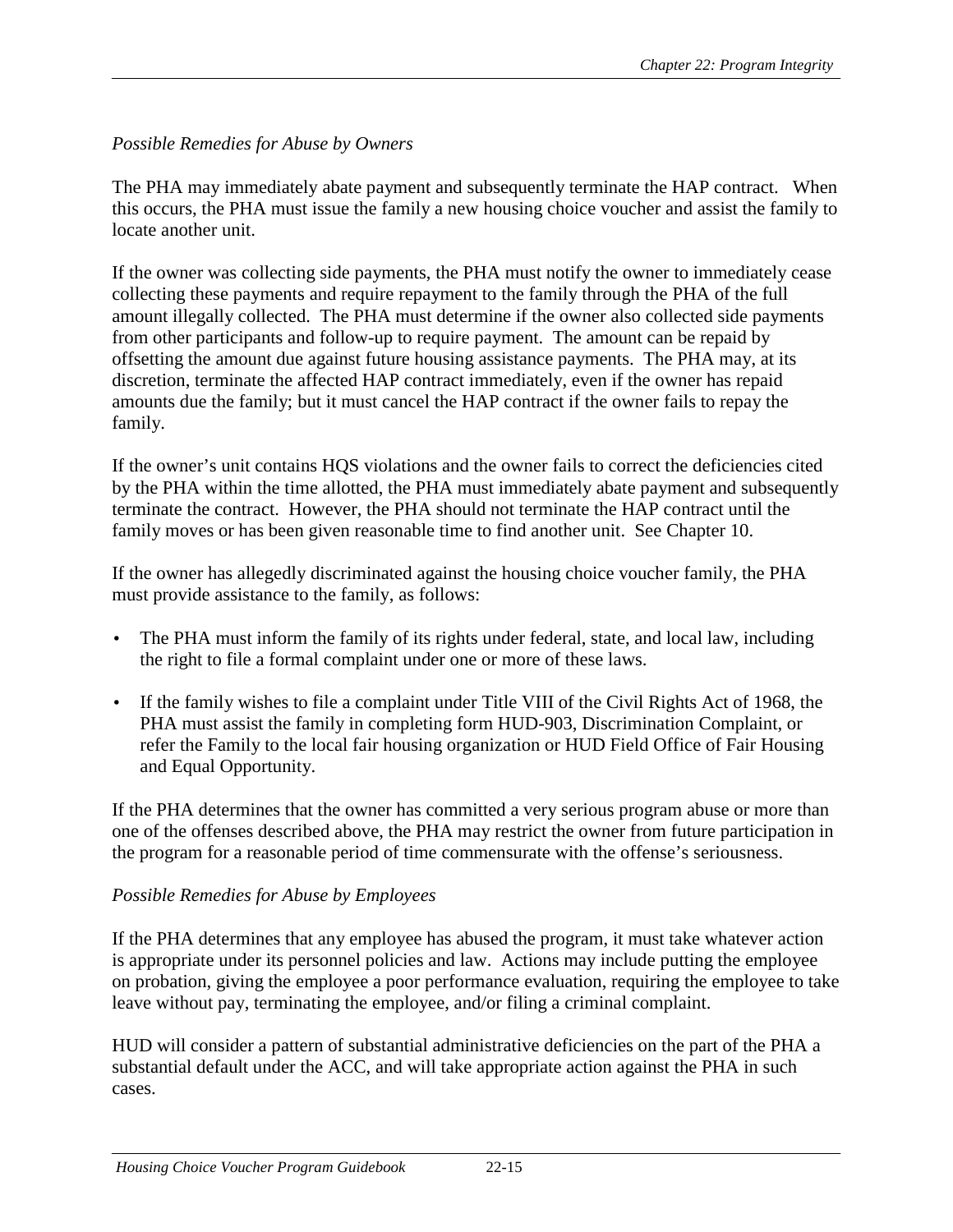*Possible Remedies for Abuse by Owners*

The PHA may immediately abate payment and subsequently terminate the HAP contract. When this occurs, the PHA must issue the family a new housing choice voucher and assist the family to locate another unit.

If the owner was collecting side payments, the PHA must notify the owner to immediately cease collecting these payments and require repayment to the family through the PHA of the full amount illegally collected. The PHA must determine if the owner also collected side payments from other participants and follow-up to require payment. The amount can be repaid by offsetting the amount due against future housing assistance payments. The PHA may, at its discretion, terminate the affected HAP contract immediately, even if the owner has repaid amounts due the family; but it must cancel the HAP contract if the owner fails to repay the family.

If the owner's unit contains HQS violations and the owner fails to correct the deficiencies cited by the PHA within the time allotted, the PHA must immediately abate payment and subsequently terminate the contract. However, the PHA should not terminate the HAP contract until the family moves or has been given reasonable time to find another unit. See Chapter 10.

If the owner has allegedly discriminated against the housing choice voucher family, the PHA must provide assistance to the family, as follows:

- The PHA must inform the family of its rights under federal, state, and local law, including the right to file a formal complaint under one or more of these laws.
- If the family wishes to file a complaint under Title VIII of the Civil Rights Act of 1968, the PHA must assist the family in completing form HUD-903, Discrimination Complaint, or refer the Family to the local fair housing organization or HUD Field Office of Fair Housing and Equal Opportunity.

If the PHA determines that the owner has committed a very serious program abuse or more than one of the offenses described above, the PHA may restrict the owner from future participation in the program for a reasonable period of time commensurate with the offense's seriousness.

*Possible Remedies for Abuse by Employees*

If the PHA determines that any employee has abused the program, it must take whatever action is appropriate under its personnel policies and law. Actions may include putting the employee on probation, giving the employee a poor performance evaluation, requiring the employee to take leave without pay, terminating the employee, and/or filing a criminal complaint.

HUD will consider a pattern of substantial administrative deficiencies on the part of the PHA a substantial default under the ACC, and will take appropriate action against the PHA in such cases.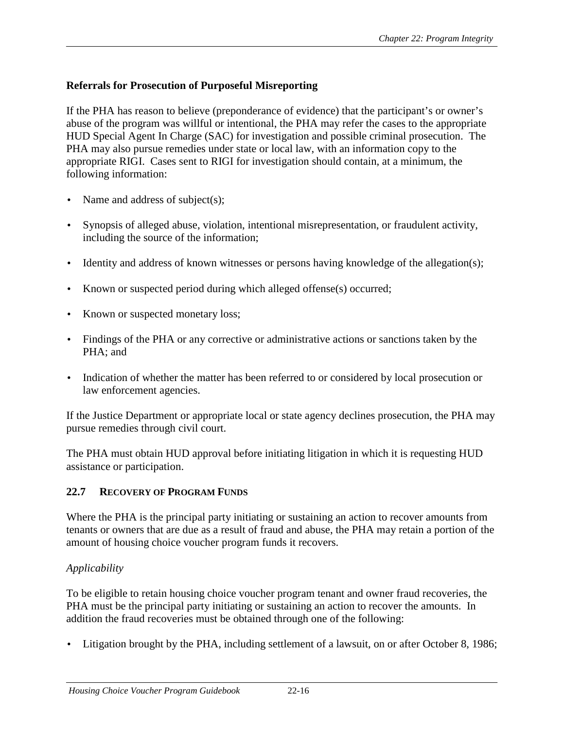### Referrals for Prosecution of Purposeful Misreporting

If the PHA has reason to believe (preponderance of evidence) that the participant's or owner's abuse of the program was willful or intentional, the PHA may refer the cases to the appropriate HUD Special Agent In Charge (SAC) for investigation and possible criminal prosecution. The PHA may also pursue remedies under state or local law, with an information copy to the appropriate RIGI. Cases sent to RIGI for investigation should contain, at a minimum, the following information:

- Name and address of subject(s);
- Synopsis of alleged abuse, violation, intentional misrepresentation, or fraudulent activity, including the source of the information;
- Identity and address of known witnesses or persons having knowledge of the allegation(s);
- Known or suspected period during which alleged offense(s) occurred;
- Known or suspected monetary loss;
- Findings of the PHA or any corrective or administrative actions or sanctions taken by the PHA; and
- Indication of whether the matter has been referred to or considered by local prosecution or law enforcement agencies.

If the Justice Department or appropriate local or state agency declines prosecution, the PHA may pursue remedies through civil court.

The PHA must obtain HUD approval before initiating litigation in which it is requesting HUD assistance or participation.

## 22.7 Recovery of Program Funds

Where the PHA is the principal party initiating or sustaining an action to recover amounts from tenants or owners that are due as a result of fraud and abuse, the PHA may retain a portion of the amount of housing choice voucher program funds it recovers.

*Applicability*

To be eligible to retain housing choice voucher program tenant and owner fraud recoveries, the PHA must be the principal party initiating or sustaining an action to recover the amounts. In addition the fraud recoveries must be obtained through one of the following:

- Litigation brought by the PHA, including settlement of a lawsuit, on or after October 8, 1986;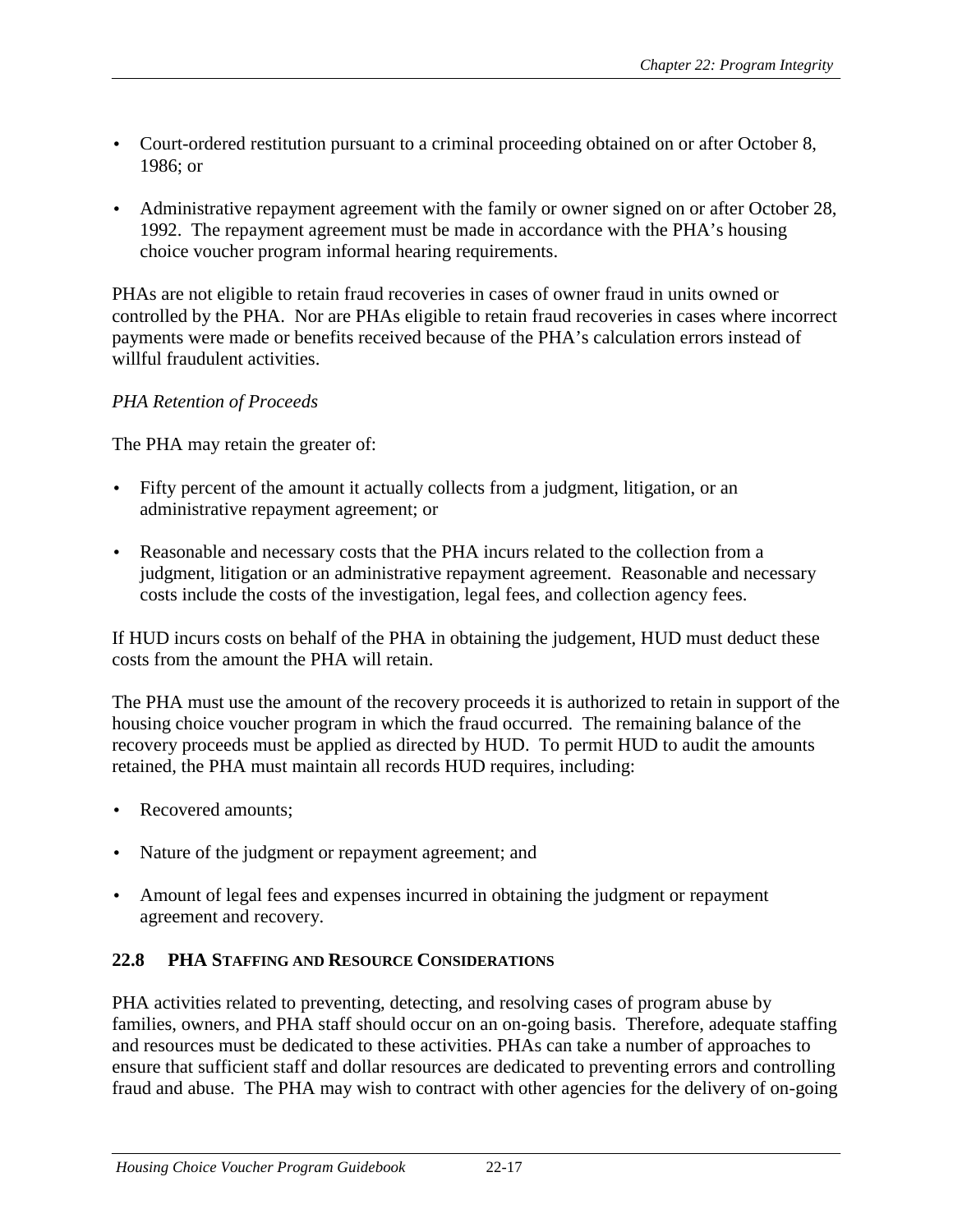- Court-ordered restitution pursuant to a criminal proceeding obtained on or after October 8, 1986; or
- Administrative repayment agreement with the family or owner signed on or after October 28, 1992. The repayment agreement must be made in accordance with the PHA's housing choice voucher program informal hearing requirements.

PHAs are not eligible to retain fraud recoveries in cases of owner fraud in units owned or controlled by the PHA. Nor are PHAs eligible to retain fraud recoveries in cases where incorrect payments were made or benefits received because of the PHA's calculation errors instead of willful fraudulent activities.

*PHA Retention of Proceeds*

The PHA may retain the greater of:

- Fifty percent of the amount it actually collects from a judgment, litigation, or an administrative repayment agreement; or
- Reasonable and necessary costs that the PHA incurs related to the collection from a judgment, litigation or an administrative repayment agreement. Reasonable and necessary costs include the costs of the investigation, legal fees, and collection agency fees.

If HUD incurs costs on behalf of the PHA in obtaining the judgement, HUD must deduct these costs from the amount the PHA will retain.

The PHA must use the amount of the recovery proceeds it is authorized to retain in support of the housing choice voucher program in which the fraud occurred. The remaining balance of the recovery proceeds must be applied as directed by HUD. To permit HUD to audit the amounts retained, the PHA must maintain all records HUD requires, including:

- Recovered amounts;
- Nature of the judgment or repayment agreement; and
- Amount of legal fees and expenses incurred in obtaining the judgment or repayment agreement and recovery.

## 22.8 PHA Staffing and Resource Considerations

PHA activities related to preventing, detecting, and resolving cases of program abuse by families, owners, and PHA staff should occur on an on-going basis. Therefore, adequate staffing and resources must be dedicated to these activities. PHAs can take a number of approaches to ensure that sufficient staff and dollar resources are dedicated to preventing errors and controlling fraud and abuse. The PHA may wish to contract with other agencies for the delivery of on-going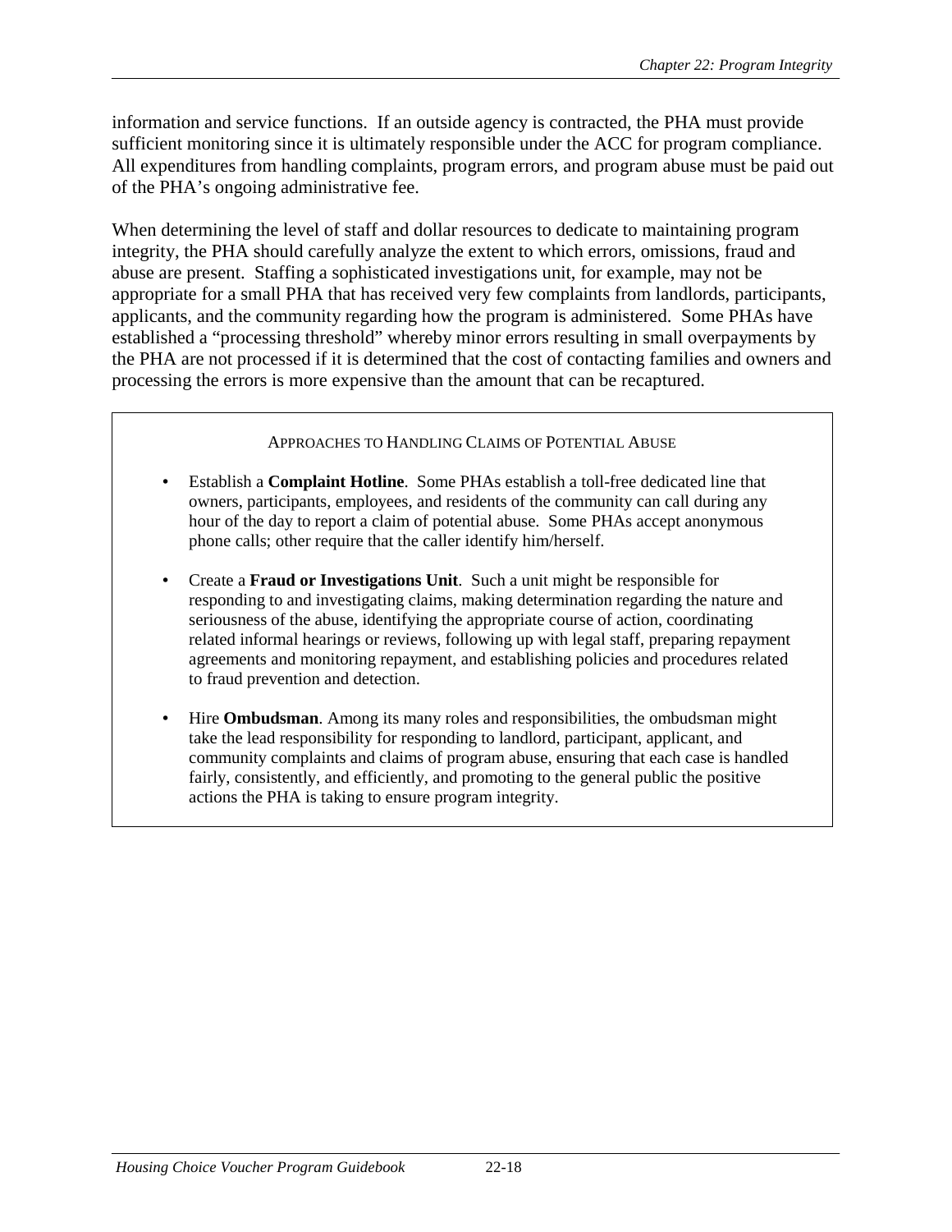information and service functions. If an outside agency is contracted, the PHA must provide sufficient monitoring since it is ultimately responsible under the ACC for program compliance. All expenditures from handling complaints, program errors, and program abuse must be paid out of the PHA's ongoing administrative fee.

When determining the level of staff and dollar resources to dedicate to maintaining program integrity, the PHA should carefully analyze the extent to which errors, omissions, fraud and abuse are present. Staffing a sophisticated investigations unit, for example, may not be appropriate for a small PHA that has received very few complaints from landlords, participants, applicants, and the community regarding how the program is administered. Some PHAs have established a "processing threshold" whereby minor errors resulting in small overpayments by the PHA are not processed if it is determined that the cost of contacting families and owners and processing the errors is more expensive than the amount that can be recaptured.

### Approaches to Handling Claims of Potential Abuse

- Establish a **Complaint Hotline**. Some PHAs establish a toll-free dedicated line that owners, participants, employees, and residents of the community can call during any hour of the day to report a claim of potential abuse. Some PHAs accept anonymous phone calls; other require that the caller identify him/herself.
- Create a **Fraud or Investigations Unit**. Such a unit might be responsible for responding to and investigating claims, making determination regarding the nature and seriousness of the abuse, identifying the appropriate course of action, coordinating related informal hearings or reviews, following up with legal staff, preparing repayment agreements and monitoring repayment, and establishing policies and procedures related to fraud prevention and detection.
- Hire **Ombudsman**. Among its many roles and responsibilities, the ombudsman might take the lead responsibility for responding to landlord, participant, applicant, and community complaints and claims of program abuse, ensuring that each case is handled fairly, consistently, and efficiently, and promoting to the general public the positive actions the PHA is taking to ensure program integrity.